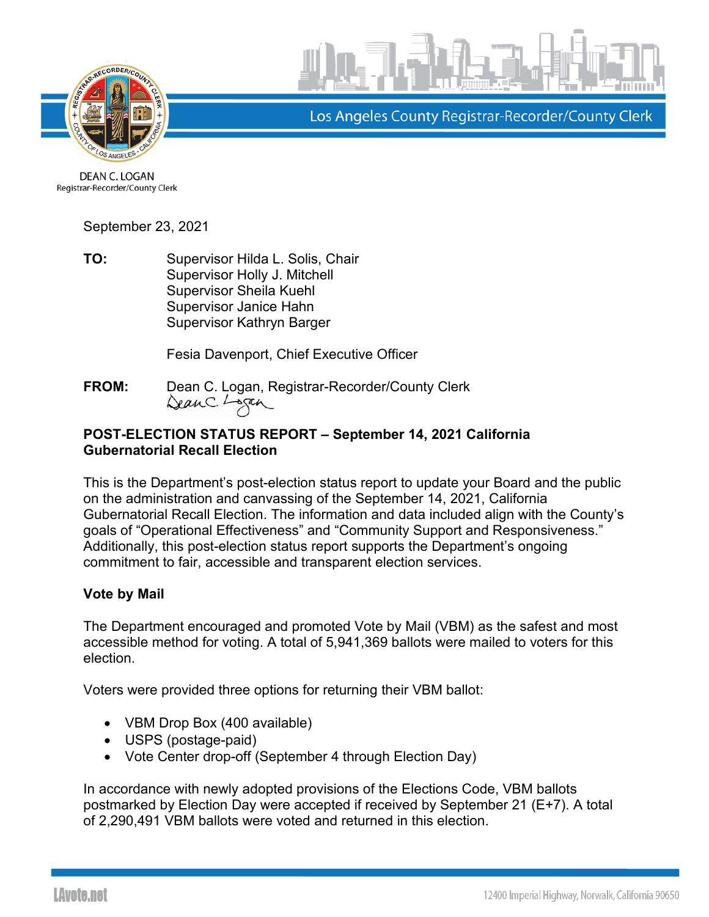Los Angeles County Registrar-Recorder/County Clerk

DEAN C. LOGAN
Registrar-Recorder/County Clerk

September 23, 2021

**TO:** Supervisor Hilda L. Solis, Chair
Supervisor Holly J. Mitchell
Supervisor Sheila Kuehl
Supervisor Janice Hahn
Supervisor Kathryn Barger

Fesia Davenport, Chief Executive Officer

**FROM:** Dean C. Logan, Registrar-Recorder/County Clerk

**POST-ELECTION STATUS REPORT – September 14, 2021 California Gubernatorial Recall Election**

This is the Department's post-election status report to update your Board and the public on the administration and canvassing of the September 14, 2021, California Gubernatorial Recall Election. The information and data included align with the County's goals of "Operational Effectiveness" and "Community Support and Responsiveness." Additionally, this post-election status report supports the Department's ongoing commitment to fair, accessible and transparent election services.

**Vote by Mail**

The Department encouraged and promoted Vote by Mail (VBM) as the safest and most accessible method for voting. A total of 5,941,369 ballots were mailed to voters for this election.

Voters were provided three options for returning their VBM ballot:

- VBM Drop Box (400 available)
- USPS (postage-paid)
- Vote Center drop-off (September 4 through Election Day)

In accordance with newly adopted provisions of the Elections Code, VBM ballots postmarked by Election Day were accepted if received by September 21 (E+7). A total of 2,290,491 VBM ballots were voted and returned in this election.

LAvote.net

12400 Imperial Highway, Norwalk, California 90650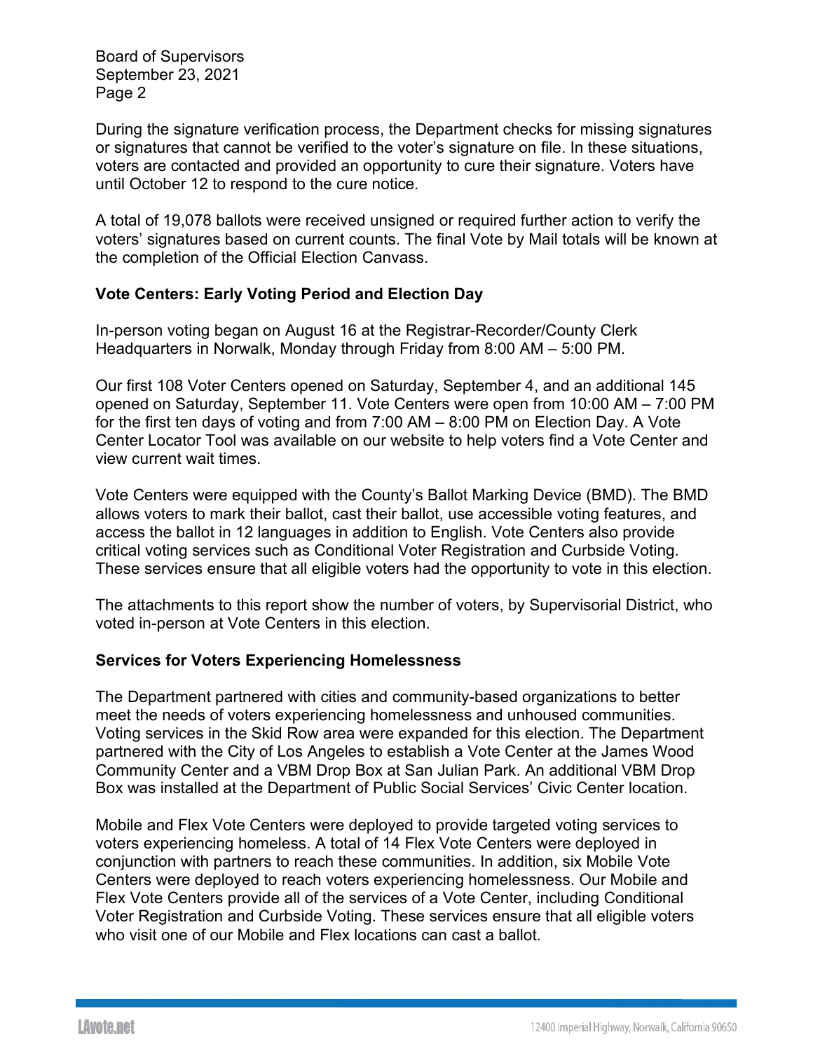During the signature verification process, the Department checks for missing signatures or signatures that cannot be verified to the voter's signature on file. In these situations, voters are contacted and provided an opportunity to cure their signature. Voters have until October 12 to respond to the cure notice.

A total of 19,078 ballots were received unsigned or required further action to verify the voters' signatures based on current counts. The final Vote by Mail totals will be known at the completion of the Official Election Canvass.

**Vote Centers: Early Voting Period and Election Day**

In-person voting began on August 16 at the Registrar-Recorder/County Clerk Headquarters in Norwalk, Monday through Friday from 8:00 AM – 5:00 PM.

Our first 108 Voter Centers opened on Saturday, September 4, and an additional 145 opened on Saturday, September 11. Vote Centers were open from 10:00 AM – 7:00 PM for the first ten days of voting and from 7:00 AM – 8:00 PM on Election Day. A Vote Center Locator Tool was available on our website to help voters find a Vote Center and view current wait times.

Vote Centers were equipped with the County's Ballot Marking Device (BMD). The BMD allows voters to mark their ballot, cast their ballot, use accessible voting features, and access the ballot in 12 languages in addition to English. Vote Centers also provide critical voting services such as Conditional Voter Registration and Curbside Voting. These services ensure that all eligible voters had the opportunity to vote in this election.

The attachments to this report show the number of voters, by Supervisorial District, who voted in-person at Vote Centers in this election.

**Services for Voters Experiencing Homelessness**

The Department partnered with cities and community-based organizations to better meet the needs of voters experiencing homelessness and unhoused communities. Voting services in the Skid Row area were expanded for this election. The Department partnered with the City of Los Angeles to establish a Vote Center at the James Wood Community Center and a VBM Drop Box at San Julian Park. An additional VBM Drop Box was installed at the Department of Public Social Services' Civic Center location.

Mobile and Flex Vote Centers were deployed to provide targeted voting services to voters experiencing homeless. A total of 14 Flex Vote Centers were deployed in conjunction with partners to reach these communities. In addition, six Mobile Vote Centers were deployed to reach voters experiencing homelessness. Our Mobile and Flex Vote Centers provide all of the services of a Vote Center, including Conditional Voter Registration and Curbside Voting. These services ensure that all eligible voters who visit one of our Mobile and Flex locations can cast a ballot.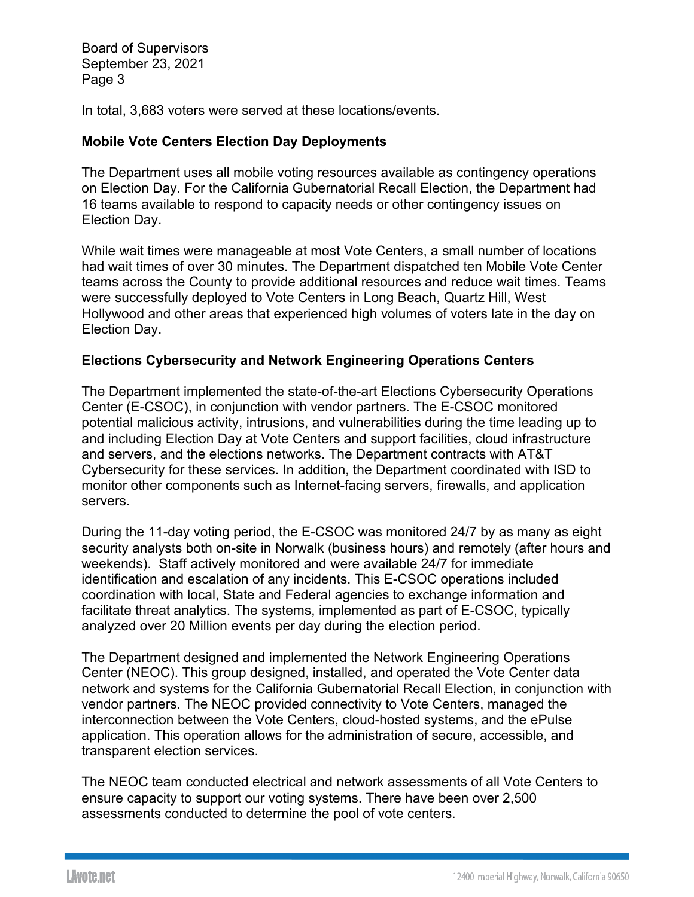In total, 3,683 voters were served at these locations/events.

**Mobile Vote Centers Election Day Deployments**

The Department uses all mobile voting resources available as contingency operations on Election Day. For the California Gubernatorial Recall Election, the Department had 16 teams available to respond to capacity needs or other contingency issues on Election Day.

While wait times were manageable at most Vote Centers, a small number of locations had wait times of over 30 minutes. The Department dispatched ten Mobile Vote Center teams across the County to provide additional resources and reduce wait times. Teams were successfully deployed to Vote Centers in Long Beach, Quartz Hill, West Hollywood and other areas that experienced high volumes of voters late in the day on Election Day.

**Elections Cybersecurity and Network Engineering Operations Centers**

The Department implemented the state-of-the-art Elections Cybersecurity Operations Center (E-CSOC), in conjunction with vendor partners. The E-CSOC monitored potential malicious activity, intrusions, and vulnerabilities during the time leading up to and including Election Day at Vote Centers and support facilities, cloud infrastructure and servers, and the elections networks. The Department contracts with AT&T Cybersecurity for these services. In addition, the Department coordinated with ISD to monitor other components such as Internet-facing servers, firewalls, and application servers.

During the 11-day voting period, the E-CSOC was monitored 24/7 by as many as eight security analysts both on-site in Norwalk (business hours) and remotely (after hours and weekends). Staff actively monitored and were available 24/7 for immediate identification and escalation of any incidents. This E-CSOC operations included coordination with local, State and Federal agencies to exchange information and facilitate threat analytics. The systems, implemented as part of E-CSOC, typically analyzed over 20 Million events per day during the election period.

The Department designed and implemented the Network Engineering Operations Center (NEOC). This group designed, installed, and operated the Vote Center data network and systems for the California Gubernatorial Recall Election, in conjunction with vendor partners. The NEOC provided connectivity to Vote Centers, managed the interconnection between the Vote Centers, cloud-hosted systems, and the ePulse application. This operation allows for the administration of secure, accessible, and transparent election services.

The NEOC team conducted electrical and network assessments of all Vote Centers to ensure capacity to support our voting systems. There have been over 2,500 assessments conducted to determine the pool of vote centers.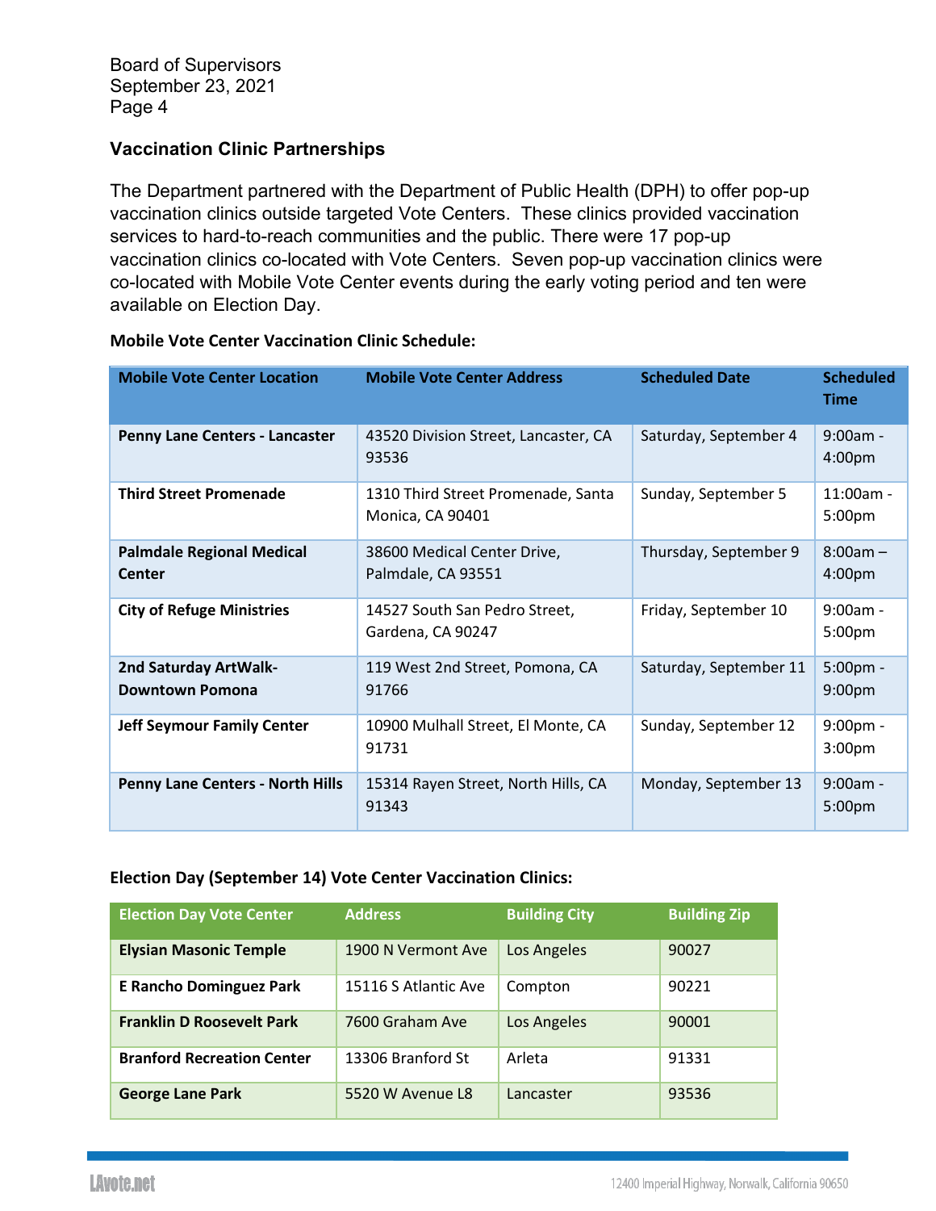## Vaccination Clinic Partnerships

The Department partnered with the Department of Public Health (DPH) to offer pop-up vaccination clinics outside targeted Vote Centers. These clinics provided vaccination services to hard-to-reach communities and the public. There were 17 pop-up vaccination clinics co-located with Vote Centers. Seven pop-up vaccination clinics were co-located with Mobile Vote Center events during the early voting period and ten were available on Election Day.

**Mobile Vote Center Vaccination Clinic Schedule:**

| Mobile Vote Center Location | Mobile Vote Center Address | Scheduled Date | Scheduled Time |
|---|---|---|---|
| **Penny Lane Centers - Lancaster** | 43520 Division Street, Lancaster, CA 93536 | Saturday, September 4 | 9:00am - 4:00pm |
| **Third Street Promenade** | 1310 Third Street Promenade, Santa Monica, CA 90401 | Sunday, September 5 | 11:00am - 5:00pm |
| **Palmdale Regional Medical Center** | 38600 Medical Center Drive, Palmdale, CA 93551 | Thursday, September 9 | 8:00am – 4:00pm |
| **City of Refuge Ministries** | 14527 South San Pedro Street, Gardena, CA 90247 | Friday, September 10 | 9:00am - 5:00pm |
| **2nd Saturday ArtWalk-Downtown Pomona** | 119 West 2nd Street, Pomona, CA 91766 | Saturday, September 11 | 5:00pm - 9:00pm |
| **Jeff Seymour Family Center** | 10900 Mulhall Street, El Monte, CA 91731 | Sunday, September 12 | 9:00pm - 3:00pm |
| **Penny Lane Centers - North Hills** | 15314 Rayen Street, North Hills, CA 91343 | Monday, September 13 | 9:00am - 5:00pm |

**Election Day (September 14) Vote Center Vaccination Clinics:**

| Election Day Vote Center | Address | Building City | Building Zip |
|---|---|---|---|
| **Elysian Masonic Temple** | 1900 N Vermont Ave | Los Angeles | 90027 |
| **E Rancho Dominguez Park** | 15116 S Atlantic Ave | Compton | 90221 |
| **Franklin D Roosevelt Park** | 7600 Graham Ave | Los Angeles | 90001 |
| **Branford Recreation Center** | 13306 Branford St | Arleta | 91331 |
| **George Lane Park** | 5520 W Avenue L8 | Lancaster | 93536 |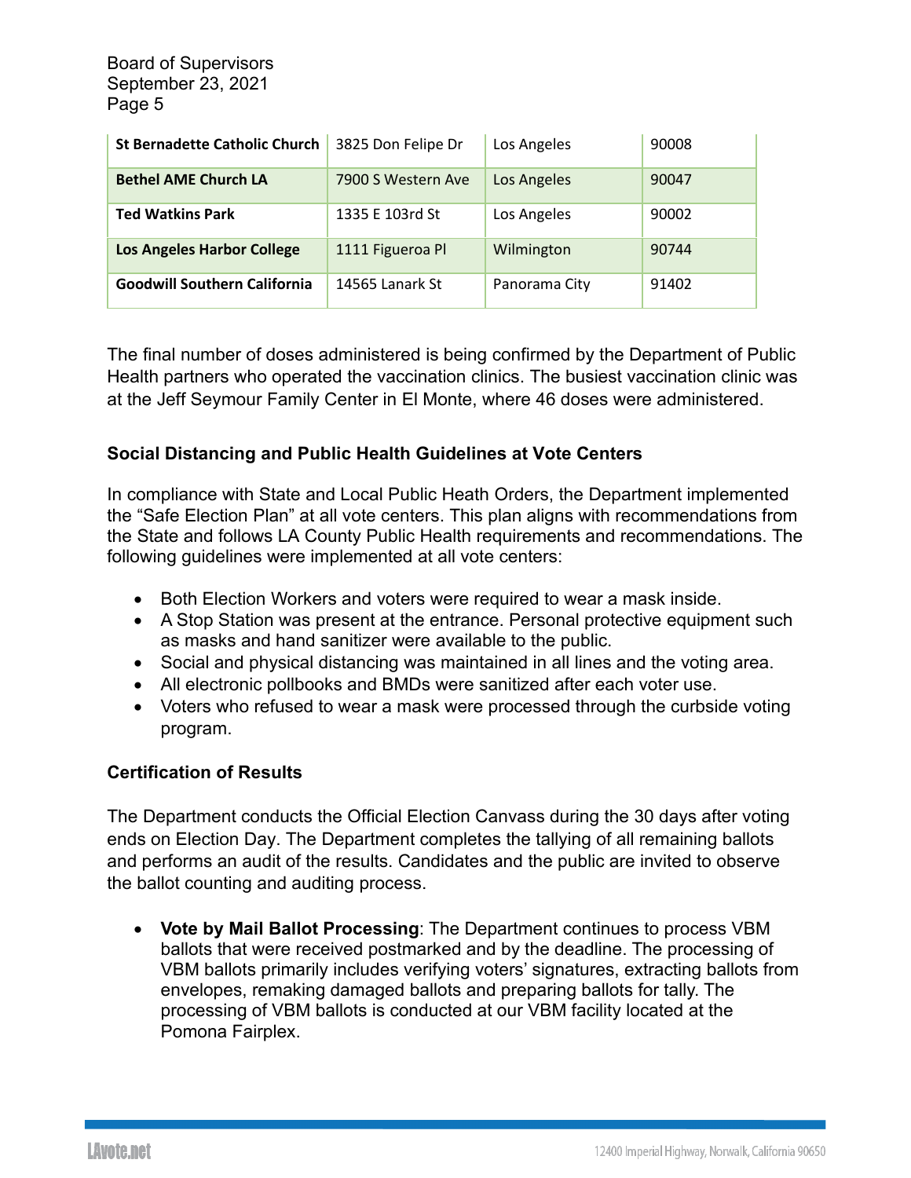| St Bernadette Catholic Church | 3825 Don Felipe Dr | Los Angeles | 90008 |
|---|---|---|---|
| Bethel AME Church LA | 7900 S Western Ave | Los Angeles | 90047 |
| Ted Watkins Park | 1335 E 103rd St | Los Angeles | 90002 |
| Los Angeles Harbor College | 1111 Figueroa Pl | Wilmington | 90744 |
| Goodwill Southern California | 14565 Lanark St | Panorama City | 91402 |

The final number of doses administered is being confirmed by the Department of Public Health partners who operated the vaccination clinics. The busiest vaccination clinic was at the Jeff Seymour Family Center in El Monte, where 46 doses were administered.

### Social Distancing and Public Health Guidelines at Vote Centers

In compliance with State and Local Public Heath Orders, the Department implemented the "Safe Election Plan" at all vote centers. This plan aligns with recommendations from the State and follows LA County Public Health requirements and recommendations. The following guidelines were implemented at all vote centers:

- Both Election Workers and voters were required to wear a mask inside.
- A Stop Station was present at the entrance. Personal protective equipment such as masks and hand sanitizer were available to the public.
- Social and physical distancing was maintained in all lines and the voting area.
- All electronic pollbooks and BMDs were sanitized after each voter use.
- Voters who refused to wear a mask were processed through the curbside voting program.

### Certification of Results

The Department conducts the Official Election Canvass during the 30 days after voting ends on Election Day. The Department completes the tallying of all remaining ballots and performs an audit of the results. Candidates and the public are invited to observe the ballot counting and auditing process.

- **Vote by Mail Ballot Processing**: The Department continues to process VBM ballots that were received postmarked and by the deadline. The processing of VBM ballots primarily includes verifying voters' signatures, extracting ballots from envelopes, remaking damaged ballots and preparing ballots for tally. The processing of VBM ballots is conducted at our VBM facility located at the Pomona Fairplex.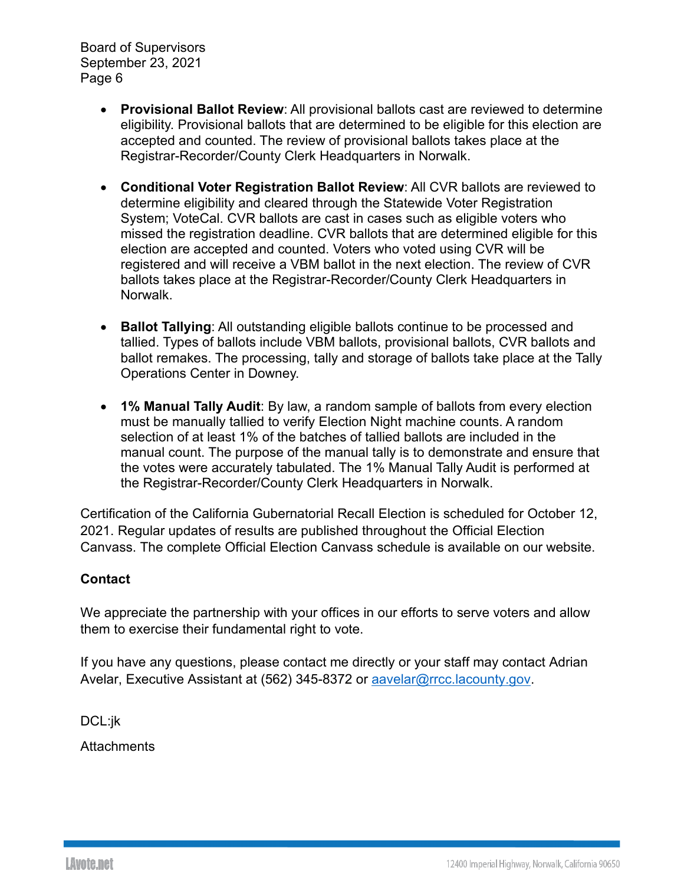- **Provisional Ballot Review**: All provisional ballots cast are reviewed to determine eligibility. Provisional ballots that are determined to be eligible for this election are accepted and counted. The review of provisional ballots takes place at the Registrar-Recorder/County Clerk Headquarters in Norwalk.

- **Conditional Voter Registration Ballot Review**: All CVR ballots are reviewed to determine eligibility and cleared through the Statewide Voter Registration System; VoteCal. CVR ballots are cast in cases such as eligible voters who missed the registration deadline. CVR ballots that are determined eligible for this election are accepted and counted. Voters who voted using CVR will be registered and will receive a VBM ballot in the next election. The review of CVR ballots takes place at the Registrar-Recorder/County Clerk Headquarters in Norwalk.

- **Ballot Tallying**: All outstanding eligible ballots continue to be processed and tallied. Types of ballots include VBM ballots, provisional ballots, CVR ballots and ballot remakes. The processing, tally and storage of ballots take place at the Tally Operations Center in Downey.

- **1% Manual Tally Audit**: By law, a random sample of ballots from every election must be manually tallied to verify Election Night machine counts. A random selection of at least 1% of the batches of tallied ballots are included in the manual count. The purpose of the manual tally is to demonstrate and ensure that the votes were accurately tabulated. The 1% Manual Tally Audit is performed at the Registrar-Recorder/County Clerk Headquarters in Norwalk.

Certification of the California Gubernatorial Recall Election is scheduled for October 12, 2021. Regular updates of results are published throughout the Official Election Canvass. The complete Official Election Canvass schedule is available on our website.

**Contact**

We appreciate the partnership with your offices in our efforts to serve voters and allow them to exercise their fundamental right to vote.

If you have any questions, please contact me directly or your staff may contact Adrian Avelar, Executive Assistant at (562) 345-8372 or aavelar@rrcc.lacounty.gov.

DCL:jk

Attachments